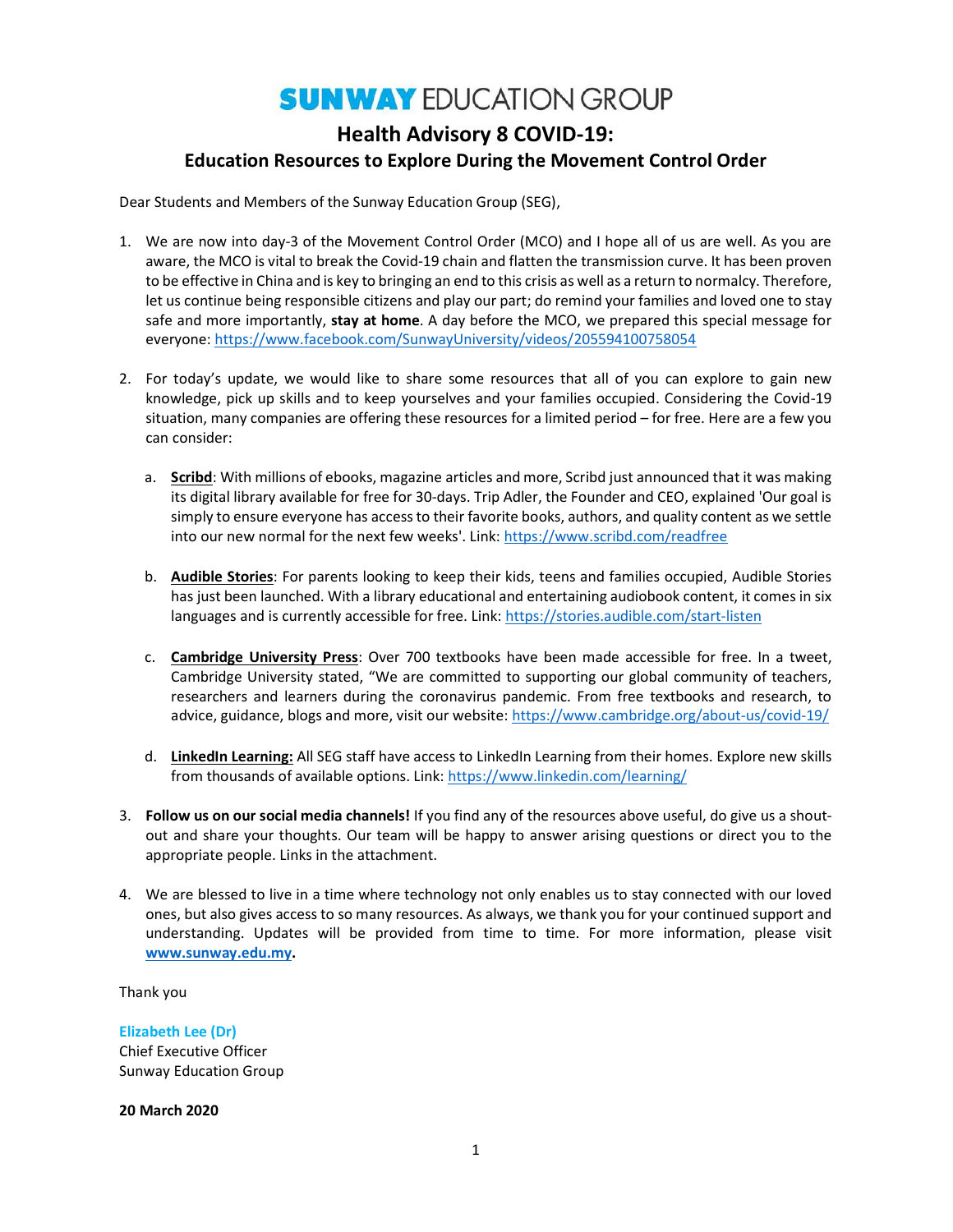# SUNWAY EDUCATION GROUP

## Health Advisory 8 COVID-19:
## Education Resources to Explore During the Movement Control Order

Dear Students and Members of the Sunway Education Group (SEG),

1. We are now into day-3 of the Movement Control Order (MCO) and I hope all of us are well. As you are aware, the MCO is vital to break the Covid-19 chain and flatten the transmission curve. It has been proven to be effective in China and is key to bringing an end to this crisis as well as a return to normalcy. Therefore, let us continue being responsible citizens and play our part; do remind your families and loved one to stay safe and more importantly, **stay at home**. A day before the MCO, we prepared this special message for everyone: https://www.facebook.com/SunwayUniversity/videos/205594100758054

2. For today's update, we would like to share some resources that all of you can explore to gain new knowledge, pick up skills and to keep yourselves and your families occupied. Considering the Covid-19 situation, many companies are offering these resources for a limited period – for free. Here are a few you can consider:

   a. **Scribd**: With millions of ebooks, magazine articles and more, Scribd just announced that it was making its digital library available for free for 30-days. Trip Adler, the Founder and CEO, explained 'Our goal is simply to ensure everyone has access to their favorite books, authors, and quality content as we settle into our new normal for the next few weeks'. Link: https://www.scribd.com/readfree

   b. **Audible Stories**: For parents looking to keep their kids, teens and families occupied, Audible Stories has just been launched. With a library educational and entertaining audiobook content, it comes in six languages and is currently accessible for free. Link: https://stories.audible.com/start-listen

   c. **Cambridge University Press**: Over 700 textbooks have been made accessible for free. In a tweet, Cambridge University stated, "We are committed to supporting our global community of teachers, researchers and learners during the coronavirus pandemic. From free textbooks and research, to advice, guidance, blogs and more, visit our website: https://www.cambridge.org/about-us/covid-19/

   d. **LinkedIn Learning:** All SEG staff have access to LinkedIn Learning from their homes. Explore new skills from thousands of available options. Link: https://www.linkedin.com/learning/

3. **Follow us on our social media channels!** If you find any of the resources above useful, do give us a shout-out and share your thoughts. Our team will be happy to answer arising questions or direct you to the appropriate people. Links in the attachment.

4. We are blessed to live in a time where technology not only enables us to stay connected with our loved ones, but also gives access to so many resources. As always, we thank you for your continued support and understanding. Updates will be provided from time to time. For more information, please visit **www.sunway.edu.my.**

Thank you

**Elizabeth Lee (Dr)**
Chief Executive Officer
Sunway Education Group

**20 March 2020**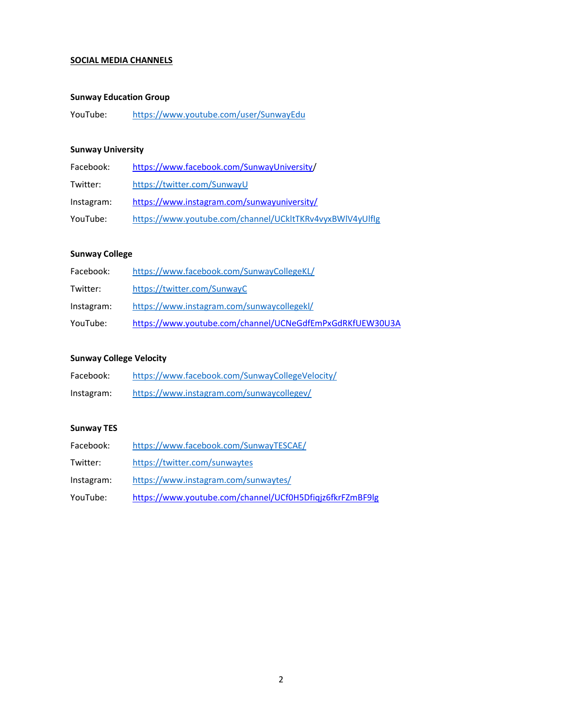## SOCIAL MEDIA CHANNELS

### Sunway Education Group

YouTube: https://www.youtube.com/user/SunwayEdu

### Sunway University

Facebook: https://www.facebook.com/SunwayUniversity/

Twitter: https://twitter.com/SunwayU

Instagram: https://www.instagram.com/sunwayuniversity/

YouTube: https://www.youtube.com/channel/UCkltTKRv4vyxBWlV4yUlflg

### Sunway College

Facebook: https://www.facebook.com/SunwayCollegeKL/

Twitter: https://twitter.com/SunwayC

Instagram: https://www.instagram.com/sunwaycollegekl/

YouTube: https://www.youtube.com/channel/UCNeGdfEmPxGdRKfUEW30U3A

### Sunway College Velocity

Facebook: https://www.facebook.com/SunwayCollegeVelocity/

Instagram: https://www.instagram.com/sunwaycollegev/

### Sunway TES

Facebook: https://www.facebook.com/SunwayTESCAE/

Twitter: https://twitter.com/sunwaytes

Instagram: https://www.instagram.com/sunwaytes/

YouTube: https://www.youtube.com/channel/UCf0H5Dfiqjz6fkrFZmBF9lg